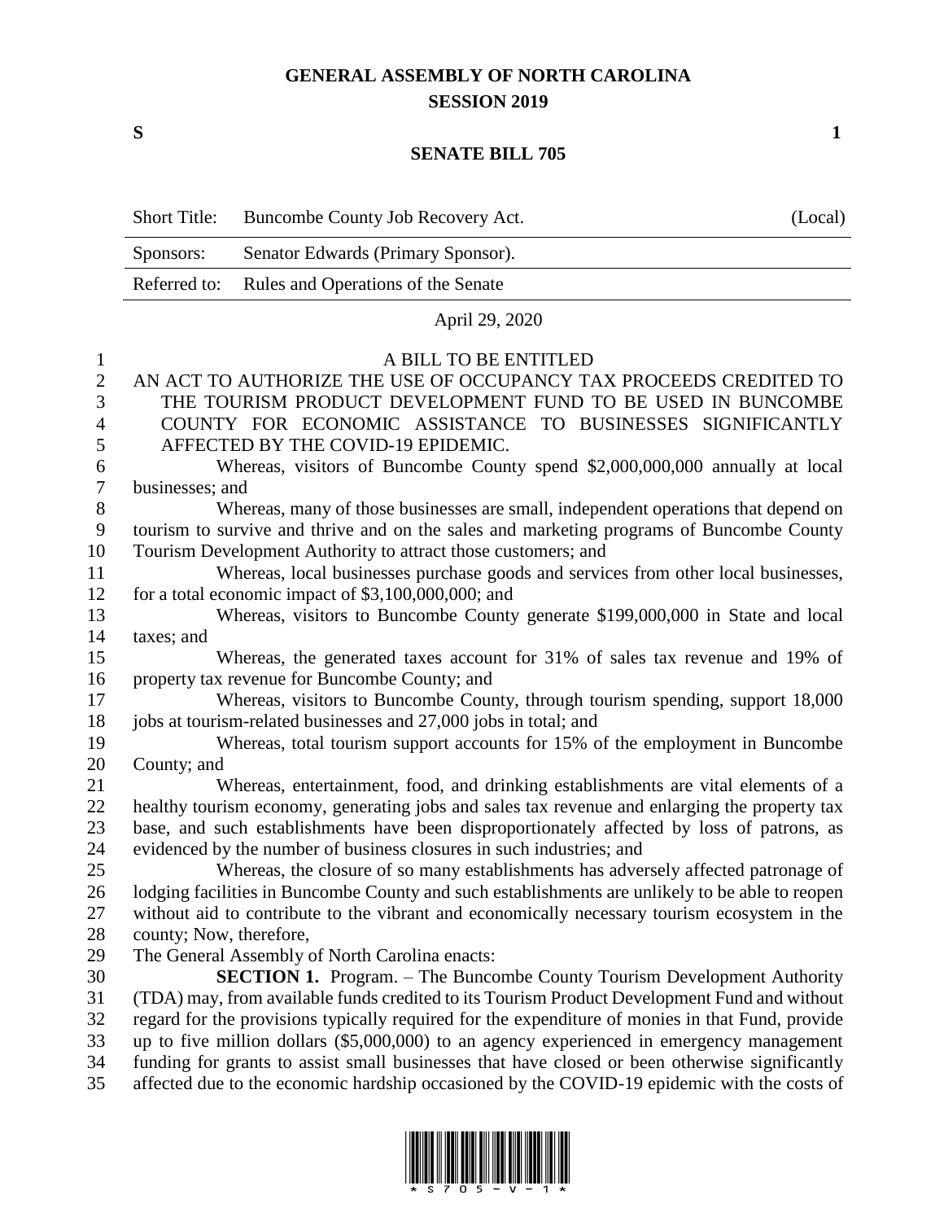# GENERAL ASSEMBLY OF NORTH CAROLINA
## SESSION 2019

**S** **1**

## SENATE BILL 705

| Short Title: | Buncombe County Job Recovery Act. | (Local) |
|---|---|---|
| Sponsors: | Senator Edwards (Primary Sponsor). | |
| Referred to: | Rules and Operations of the Senate | |

April 29, 2020

A BILL TO BE ENTITLED

AN ACT TO AUTHORIZE THE USE OF OCCUPANCY TAX PROCEEDS CREDITED TO THE TOURISM PRODUCT DEVELOPMENT FUND TO BE USED IN BUNCOMBE COUNTY FOR ECONOMIC ASSISTANCE TO BUSINESSES SIGNIFICANTLY AFFECTED BY THE COVID-19 EPIDEMIC.

Whereas, visitors of Buncombe County spend $2,000,000,000 annually at local businesses; and

Whereas, many of those businesses are small, independent operations that depend on tourism to survive and thrive and on the sales and marketing programs of Buncombe County Tourism Development Authority to attract those customers; and

Whereas, local businesses purchase goods and services from other local businesses, for a total economic impact of $3,100,000,000; and

Whereas, visitors to Buncombe County generate $199,000,000 in State and local taxes; and

Whereas, the generated taxes account for 31% of sales tax revenue and 19% of property tax revenue for Buncombe County; and

Whereas, visitors to Buncombe County, through tourism spending, support 18,000 jobs at tourism-related businesses and 27,000 jobs in total; and

Whereas, total tourism support accounts for 15% of the employment in Buncombe County; and

Whereas, entertainment, food, and drinking establishments are vital elements of a healthy tourism economy, generating jobs and sales tax revenue and enlarging the property tax base, and such establishments have been disproportionately affected by loss of patrons, as evidenced by the number of business closures in such industries; and

Whereas, the closure of so many establishments has adversely affected patronage of lodging facilities in Buncombe County and such establishments are unlikely to be able to reopen without aid to contribute to the vibrant and economically necessary tourism ecosystem in the county; Now, therefore,

The General Assembly of North Carolina enacts:

**SECTION 1.** Program. – The Buncombe County Tourism Development Authority (TDA) may, from available funds credited to its Tourism Product Development Fund and without regard for the provisions typically required for the expenditure of monies in that Fund, provide up to five million dollars ($5,000,000) to an agency experienced in emergency management funding for grants to assist small businesses that have closed or been otherwise significantly affected due to the economic hardship occasioned by the COVID-19 epidemic with the costs of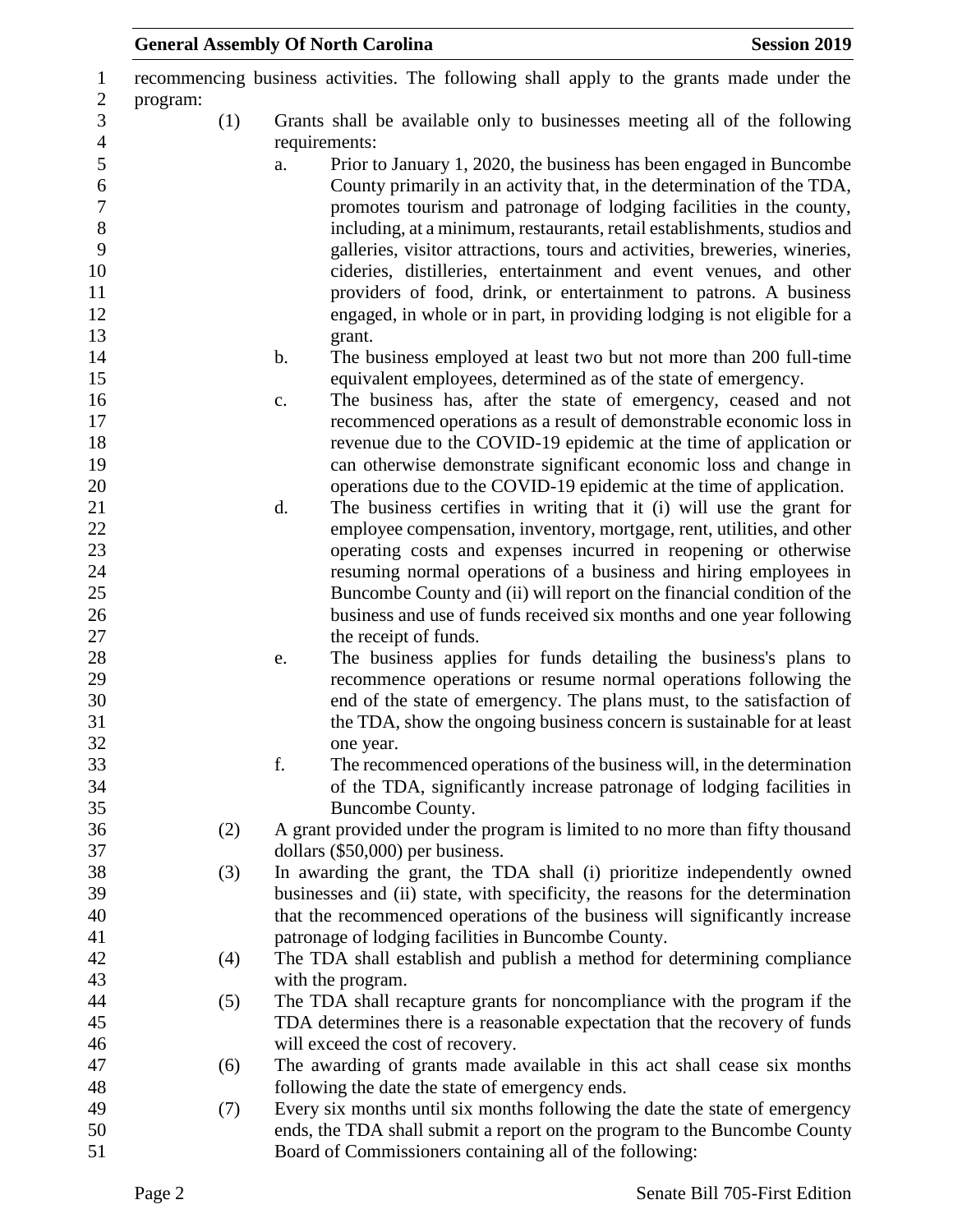recommencing business activities. The following shall apply to the grants made under the program:

(1) Grants shall be available only to businesses meeting all of the following requirements:

a. Prior to January 1, 2020, the business has been engaged in Buncombe County primarily in an activity that, in the determination of the TDA, promotes tourism and patronage of lodging facilities in the county, including, at a minimum, restaurants, retail establishments, studios and galleries, visitor attractions, tours and activities, breweries, wineries, cideries, distilleries, entertainment and event venues, and other providers of food, drink, or entertainment to patrons. A business engaged, in whole or in part, in providing lodging is not eligible for a grant.

b. The business employed at least two but not more than 200 full-time equivalent employees, determined as of the state of emergency.

c. The business has, after the state of emergency, ceased and not recommenced operations as a result of demonstrable economic loss in revenue due to the COVID-19 epidemic at the time of application or can otherwise demonstrate significant economic loss and change in operations due to the COVID-19 epidemic at the time of application.

d. The business certifies in writing that it (i) will use the grant for employee compensation, inventory, mortgage, rent, utilities, and other operating costs and expenses incurred in reopening or otherwise resuming normal operations of a business and hiring employees in Buncombe County and (ii) will report on the financial condition of the business and use of funds received six months and one year following the receipt of funds.

e. The business applies for funds detailing the business's plans to recommence operations or resume normal operations following the end of the state of emergency. The plans must, to the satisfaction of the TDA, show the ongoing business concern is sustainable for at least one year.

f. The recommenced operations of the business will, in the determination of the TDA, significantly increase patronage of lodging facilities in Buncombe County.

(2) A grant provided under the program is limited to no more than fifty thousand dollars ($50,000) per business.

(3) In awarding the grant, the TDA shall (i) prioritize independently owned businesses and (ii) state, with specificity, the reasons for the determination that the recommenced operations of the business will significantly increase patronage of lodging facilities in Buncombe County.

(4) The TDA shall establish and publish a method for determining compliance with the program.

(5) The TDA shall recapture grants for noncompliance with the program if the TDA determines there is a reasonable expectation that the recovery of funds will exceed the cost of recovery.

(6) The awarding of grants made available in this act shall cease six months following the date the state of emergency ends.

(7) Every six months until six months following the date the state of emergency ends, the TDA shall submit a report on the program to the Buncombe County Board of Commissioners containing all of the following: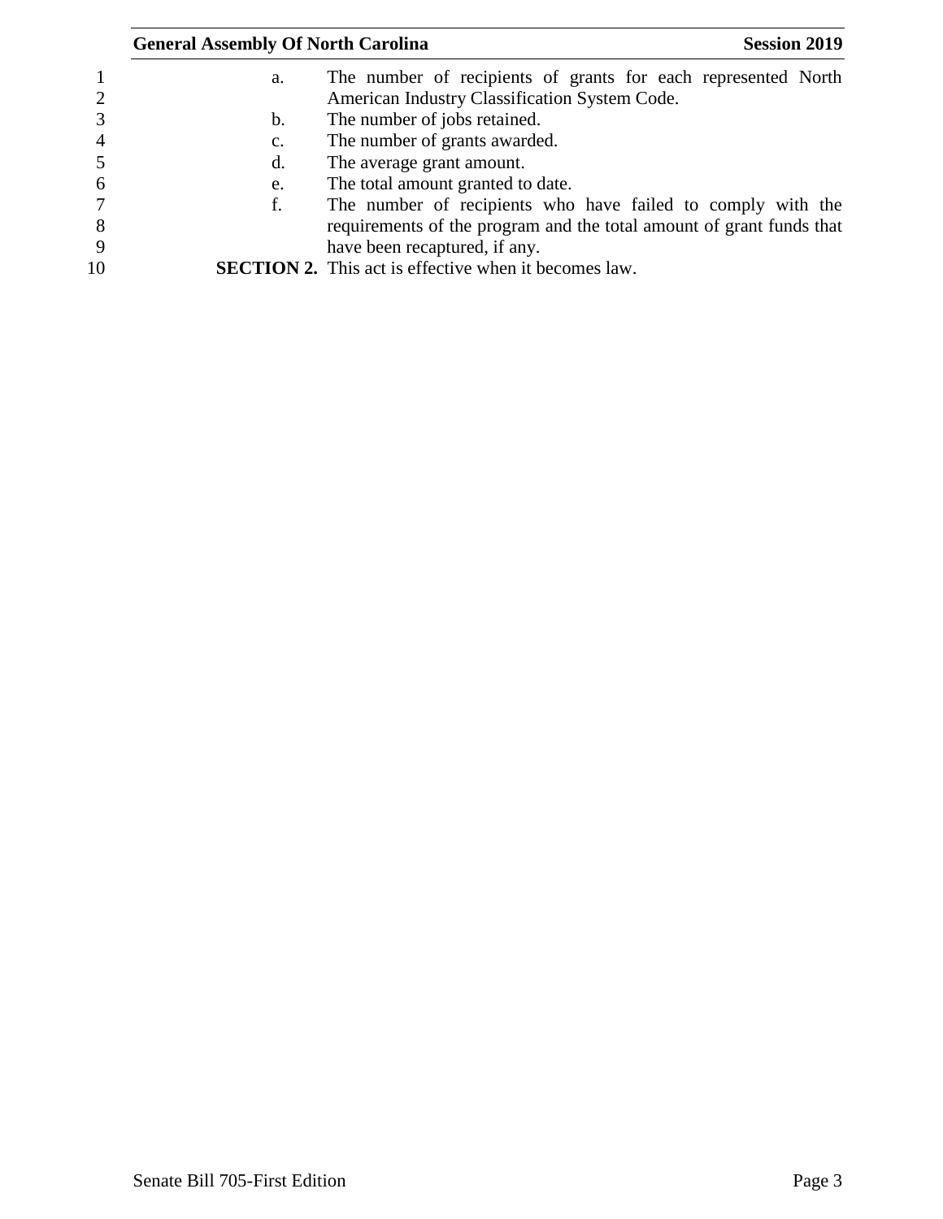a. The number of recipients of grants for each represented North American Industry Classification System Code.
b. The number of jobs retained.
c. The number of grants awarded.
d. The average grant amount.
e. The total amount granted to date.
f. The number of recipients who have failed to comply with the requirements of the program and the total amount of grant funds that have been recaptured, if any.

**SECTION 2.** This act is effective when it becomes law.